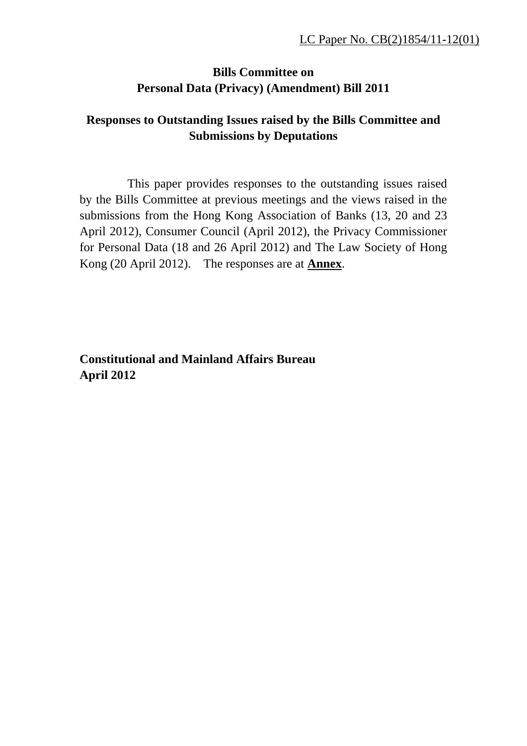LC Paper No. CB(2)1854/11-12(01)

**Bills Committee on**
**Personal Data (Privacy) (Amendment) Bill 2011**

**Responses to Outstanding Issues raised by the Bills Committee and Submissions by Deputations**

This paper provides responses to the outstanding issues raised by the Bills Committee at previous meetings and the views raised in the submissions from the Hong Kong Association of Banks (13, 20 and 23 April 2012), Consumer Council (April 2012), the Privacy Commissioner for Personal Data (18 and 26 April 2012) and The Law Society of Hong Kong (20 April 2012). The responses are at **Annex**.

**Constitutional and Mainland Affairs Bureau**
**April 2012**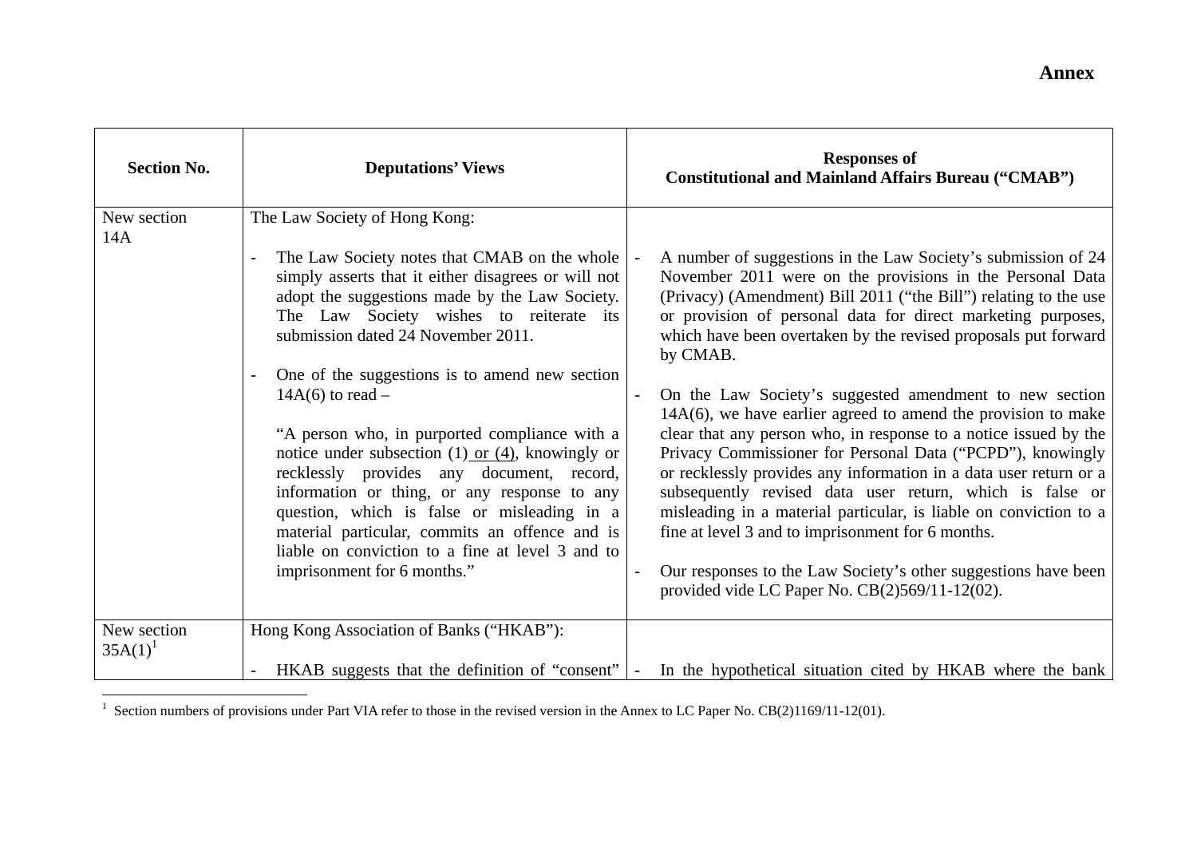**Annex**

| Section No. | Deputations' Views | Responses of Constitutional and Mainland Affairs Bureau ("CMAB") |
|---|---|---|
| New section 14A | The Law Society of Hong Kong:<br><br>- The Law Society notes that CMAB on the whole simply asserts that it either disagrees or will not adopt the suggestions made by the Law Society. The Law Society wishes to reiterate its submission dated 24 November 2011.<br><br>- One of the suggestions is to amend new section 14A(6) to read –<br><br>"A person who, in purported compliance with a notice under subsection (1) <u>or (4)</u>, knowingly or recklessly provides any document, record, information or thing, or any response to any question, which is false or misleading in a material particular, commits an offence and is liable on conviction to a fine at level 3 and to imprisonment for 6 months." | - A number of suggestions in the Law Society's submission of 24 November 2011 were on the provisions in the Personal Data (Privacy) (Amendment) Bill 2011 ("the Bill") relating to the use or provision of personal data for direct marketing purposes, which have been overtaken by the revised proposals put forward by CMAB.<br><br>- On the Law Society's suggested amendment to new section 14A(6), we have earlier agreed to amend the provision to make clear that any person who, in response to a notice issued by the Privacy Commissioner for Personal Data ("PCPD"), knowingly or recklessly provides any information in a data user return or a subsequently revised data user return, which is false or misleading in a material particular, is liable on conviction to a fine at level 3 and to imprisonment for 6 months.<br><br>- Our responses to the Law Society's other suggestions have been provided vide LC Paper No. CB(2)569/11-12(02). |
| New section 35A(1)[1] | Hong Kong Association of Banks ("HKAB"):<br><br>- HKAB suggests that the definition of "consent" | - In the hypothetical situation cited by HKAB where the bank |

[1] Section numbers of provisions under Part VIA refer to those in the revised version in the Annex to LC Paper No. CB(2)1169/11-12(01).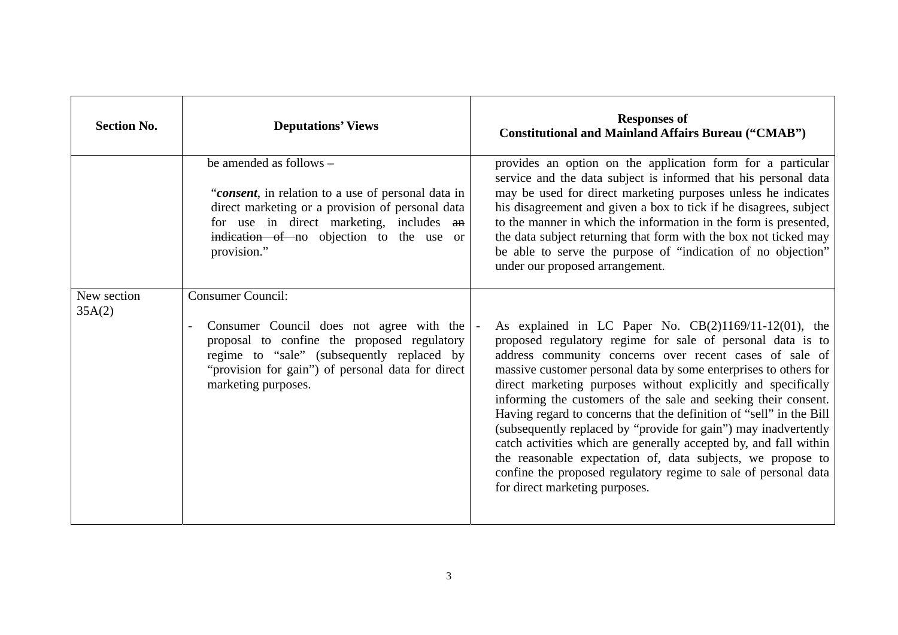| Section No. | Deputations' Views | Responses of Constitutional and Mainland Affairs Bureau ("CMAB") |
|---|---|---|
| | be amended as follows – <br><br> "***consent***, in relation to a use of personal data in direct marketing or a provision of personal data for use in direct marketing, includes ~~an indication of~~ no objection to the use or provision." | provides an option on the application form for a particular service and the data subject is informed that his personal data may be used for direct marketing purposes unless he indicates his disagreement and given a box to tick if he disagrees, subject to the manner in which the information in the form is presented, the data subject returning that form with the box not ticked may be able to serve the purpose of "indication of no objection" under our proposed arrangement. |
| New section 35A(2) | Consumer Council: <br><br> - Consumer Council does not agree with the proposal to confine the proposed regulatory regime to "sale" (subsequently replaced by "provision for gain") of personal data for direct marketing purposes. | - As explained in LC Paper No. CB(2)1169/11-12(01), the proposed regulatory regime for sale of personal data is to address community concerns over recent cases of sale of massive customer personal data by some enterprises to others for direct marketing purposes without explicitly and specifically informing the customers of the sale and seeking their consent. Having regard to concerns that the definition of "sell" in the Bill (subsequently replaced by "provide for gain") may inadvertently catch activities which are generally accepted by, and fall within the reasonable expectation of, data subjects, we propose to confine the proposed regulatory regime to sale of personal data for direct marketing purposes. |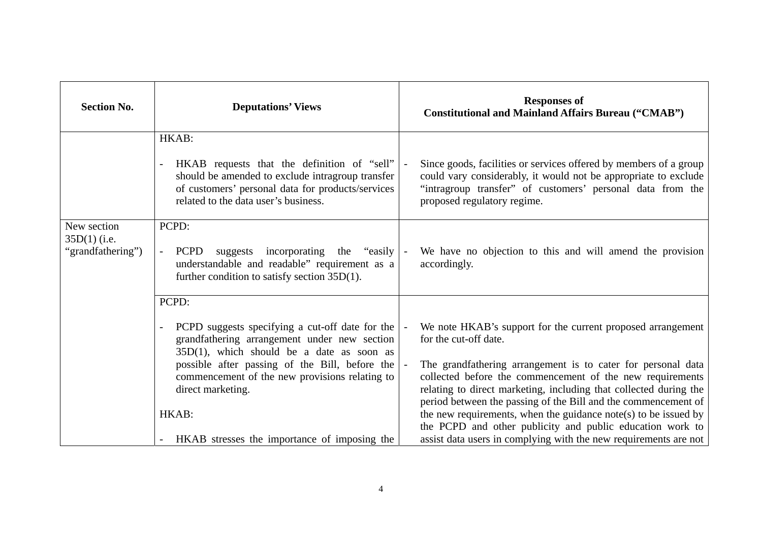| Section No. | Deputations' Views | Responses of Constitutional and Mainland Affairs Bureau ("CMAB") |
|---|---|---|
| | HKAB:<br><br>- HKAB requests that the definition of "sell" should be amended to exclude intragroup transfer of customers' personal data for products/services related to the data user's business. | - Since goods, facilities or services offered by members of a group could vary considerably, it would not be appropriate to exclude "intragroup transfer" of customers' personal data from the proposed regulatory regime. |
| New section 35D(1) (i.e. "grandfathering") | PCPD:<br><br>- PCPD suggests incorporating the "easily understandable and readable" requirement as a further condition to satisfy section 35D(1). | - We have no objection to this and will amend the provision accordingly. |
| | PCPD:<br><br>- PCPD suggests specifying a cut-off date for the grandfathering arrangement under new section 35D(1), which should be a date as soon as possible after passing of the Bill, before the commencement of the new provisions relating to direct marketing.<br><br>HKAB:<br><br>- HKAB stresses the importance of imposing the | - We note HKAB's support for the current proposed arrangement for the cut-off date.<br><br>- The grandfathering arrangement is to cater for personal data collected before the commencement of the new requirements relating to direct marketing, including that collected during the period between the passing of the Bill and the commencement of the new requirements, when the guidance note(s) to be issued by the PCPD and other publicity and public education work to assist data users in complying with the new requirements are not |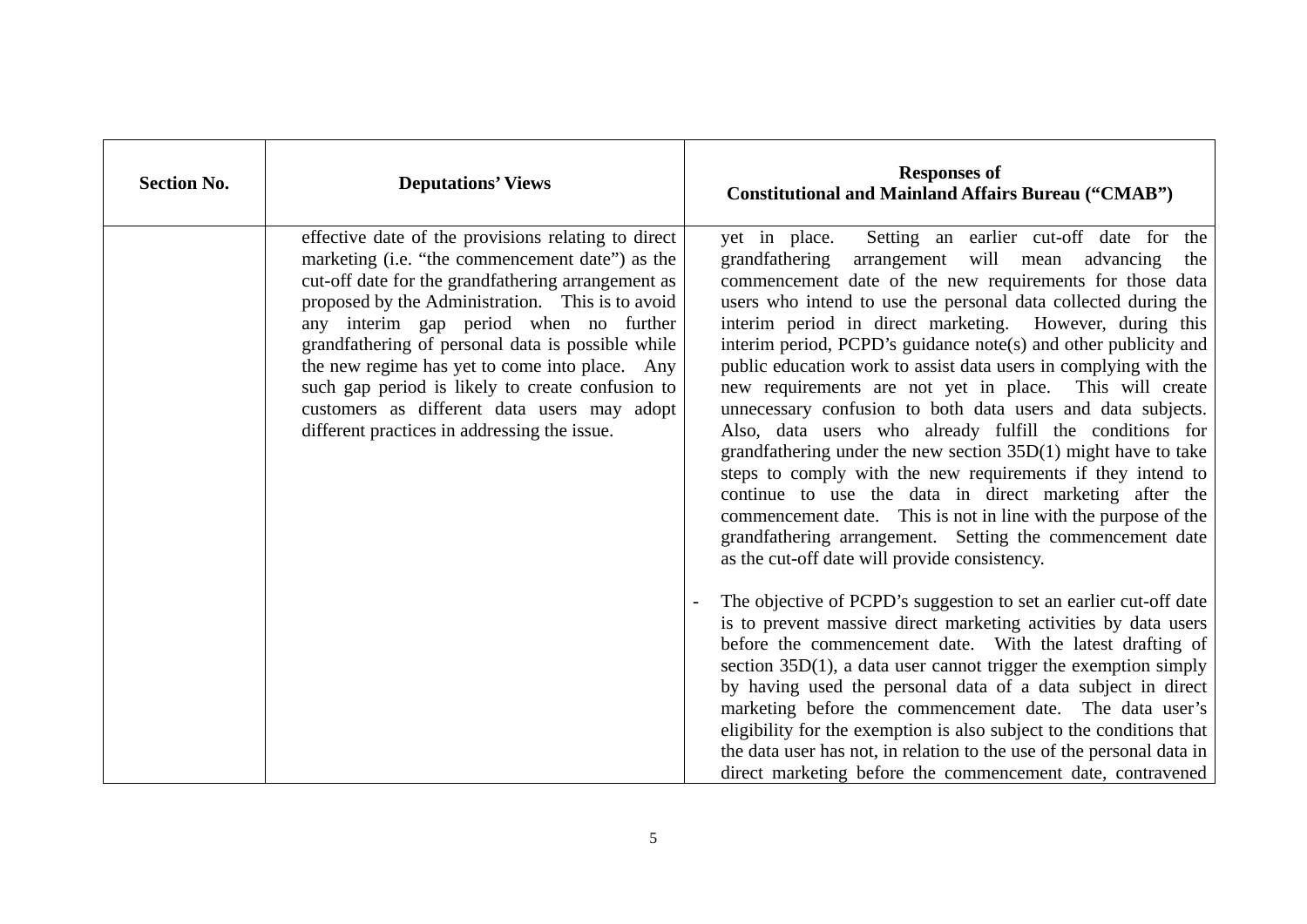| Section No. | Deputations' Views | Responses of Constitutional and Mainland Affairs Bureau ("CMAB") |
|---|---|---|
| | effective date of the provisions relating to direct marketing (i.e. "the commencement date") as the cut-off date for the grandfathering arrangement as proposed by the Administration. This is to avoid any interim gap period when no further grandfathering of personal data is possible while the new regime has yet to come into place. Any such gap period is likely to create confusion to customers as different data users may adopt different practices in addressing the issue. | yet in place. Setting an earlier cut-off date for the grandfathering arrangement will mean advancing the commencement date of the new requirements for those data users who intend to use the personal data collected during the interim period in direct marketing. However, during this interim period, PCPD's guidance note(s) and other publicity and public education work to assist data users in complying with the new requirements are not yet in place. This will create unnecessary confusion to both data users and data subjects. Also, data users who already fulfill the conditions for grandfathering under the new section 35D(1) might have to take steps to comply with the new requirements if they intend to continue to use the data in direct marketing after the commencement date. This is not in line with the purpose of the grandfathering arrangement. Setting the commencement date as the cut-off date will provide consistency.<br><br>- The objective of PCPD's suggestion to set an earlier cut-off date is to prevent massive direct marketing activities by data users before the commencement date. With the latest drafting of section 35D(1), a data user cannot trigger the exemption simply by having used the personal data of a data subject in direct marketing before the commencement date. The data user's eligibility for the exemption is also subject to the conditions that the data user has not, in relation to the use of the personal data in direct marketing before the commencement date, contravened |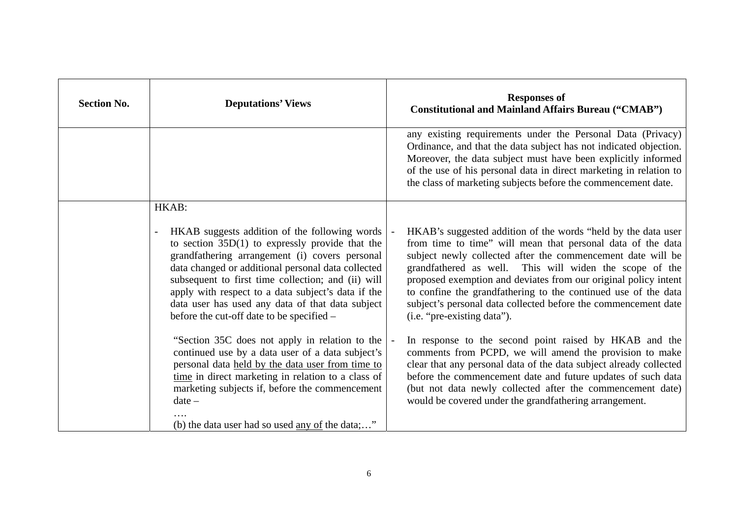| Section No. | Deputations' Views | Responses of Constitutional and Mainland Affairs Bureau ("CMAB") |
|---|---|---|
| | | any existing requirements under the Personal Data (Privacy) Ordinance, and that the data subject has not indicated objection. Moreover, the data subject must have been explicitly informed of the use of his personal data in direct marketing in relation to the class of marketing subjects before the commencement date. |
| | HKAB:<br><br>- HKAB suggests addition of the following words to section 35D(1) to expressly provide that the grandfathering arrangement (i) covers personal data changed or additional personal data collected subsequent to first time collection; and (ii) will apply with respect to a data subject's data if the data user has used any data of that data subject before the cut-off date to be specified –<br><br>"Section 35C does not apply in relation to the continued use by a data user of a data subject's personal data <u>held by the data user from time to time</u> in direct marketing in relation to a class of marketing subjects if, before the commencement date –<br>….<br>(b) the data user had so used <u>any of</u> the data;…" | - HKAB's suggested addition of the words "held by the data user from time to time" will mean that personal data of the data subject newly collected after the commencement date will be grandfathered as well. This will widen the scope of the proposed exemption and deviates from our original policy intent to confine the grandfathering to the continued use of the data subject's personal data collected before the commencement date (i.e. "pre-existing data").<br><br>- In response to the second point raised by HKAB and the comments from PCPD, we will amend the provision to make clear that any personal data of the data subject already collected before the commencement date and future updates of such data (but not data newly collected after the commencement date) would be covered under the grandfathering arrangement. |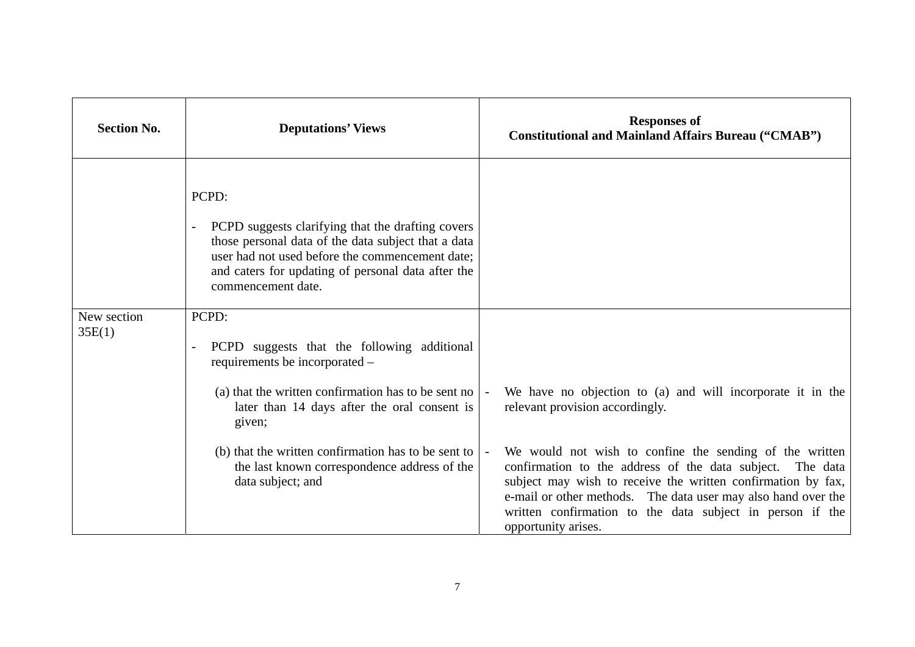| Section No. | Deputations' Views | Responses of Constitutional and Mainland Affairs Bureau ("CMAB") |
|---|---|---|
| | PCPD:<br><br>- PCPD suggests clarifying that the drafting covers those personal data of the data subject that a data user had not used before the commencement date; and caters for updating of personal data after the commencement date. | |
| New section 35E(1) | PCPD:<br><br>- PCPD suggests that the following additional requirements be incorporated –<br><br>(a) that the written confirmation has to be sent no later than 14 days after the oral consent is given;<br><br>(b) that the written confirmation has to be sent to the last known correspondence address of the data subject; and | - We have no objection to (a) and will incorporate it in the relevant provision accordingly.<br><br>- We would not wish to confine the sending of the written confirmation to the address of the data subject. The data subject may wish to receive the written confirmation by fax, e-mail or other methods. The data user may also hand over the written confirmation to the data subject in person if the opportunity arises. |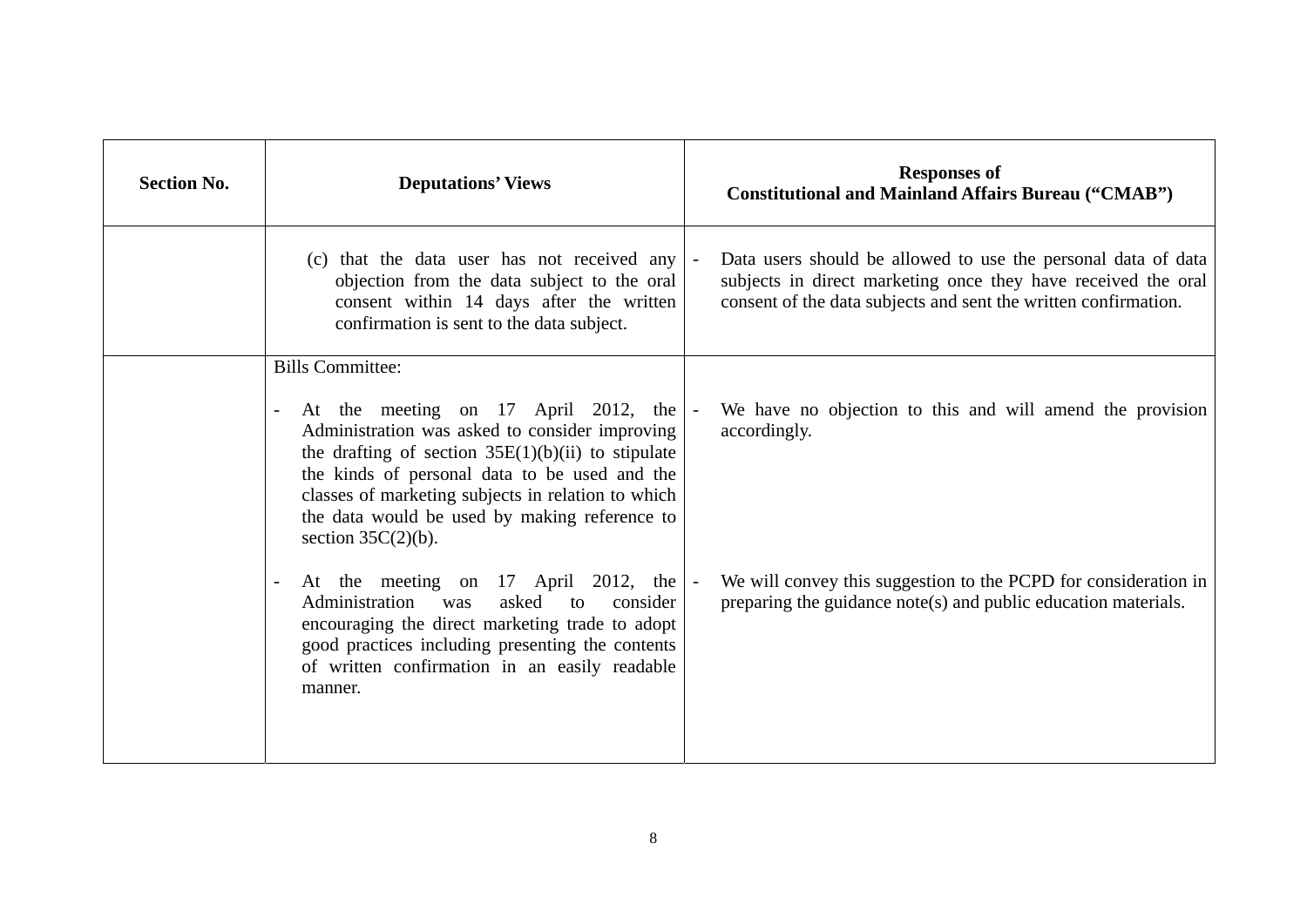| Section No. | Deputations' Views | Responses of Constitutional and Mainland Affairs Bureau ("CMAB") |
|---|---|---|
| | (c) that the data user has not received any objection from the data subject to the oral consent within 14 days after the written confirmation is sent to the data subject. | - Data users should be allowed to use the personal data of data subjects in direct marketing once they have received the oral consent of the data subjects and sent the written confirmation. |
| | Bills Committee:<br><br>- At the meeting on 17 April 2012, the Administration was asked to consider improving the drafting of section 35E(1)(b)(ii) to stipulate the kinds of personal data to be used and the classes of marketing subjects in relation to which the data would be used by making reference to section 35C(2)(b).<br><br>- At the meeting on 17 April 2012, the Administration was asked to consider encouraging the direct marketing trade to adopt good practices including presenting the contents of written confirmation in an easily readable manner. | - We have no objection to this and will amend the provision accordingly.<br><br>- We will convey this suggestion to the PCPD for consideration in preparing the guidance note(s) and public education materials. |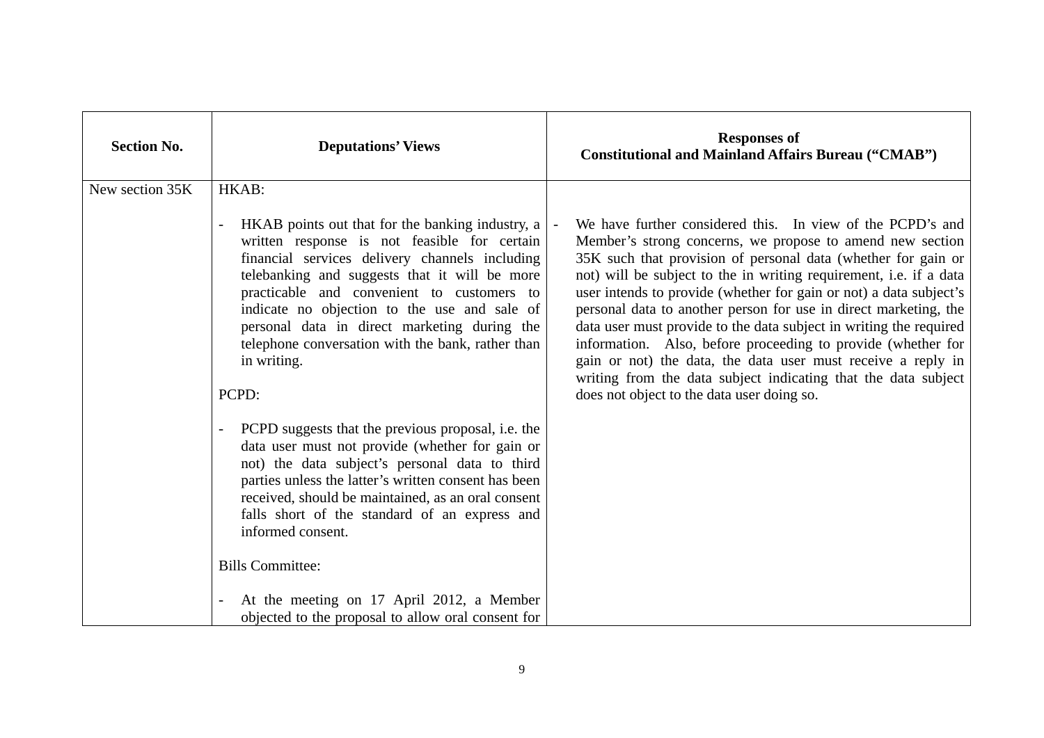| Section No. | Deputations' Views | Responses of Constitutional and Mainland Affairs Bureau ("CMAB") |
|---|---|---|
| New section 35K | HKAB:<br><br>- HKAB points out that for the banking industry, a written response is not feasible for certain financial services delivery channels including telebanking and suggests that it will be more practicable and convenient to customers to indicate no objection to the use and sale of personal data in direct marketing during the telephone conversation with the bank, rather than in writing.<br><br>PCPD:<br><br>- PCPD suggests that the previous proposal, i.e. the data user must not provide (whether for gain or not) the data subject's personal data to third parties unless the latter's written consent has been received, should be maintained, as an oral consent falls short of the standard of an express and informed consent.<br><br>Bills Committee:<br><br>- At the meeting on 17 April 2012, a Member objected to the proposal to allow oral consent for | - We have further considered this. In view of the PCPD's and Member's strong concerns, we propose to amend new section 35K such that provision of personal data (whether for gain or not) will be subject to the in writing requirement, i.e. if a data user intends to provide (whether for gain or not) a data subject's personal data to another person for use in direct marketing, the data user must provide to the data subject in writing the required information. Also, before proceeding to provide (whether for gain or not) the data, the data user must receive a reply in writing from the data subject indicating that the data subject does not object to the data user doing so. |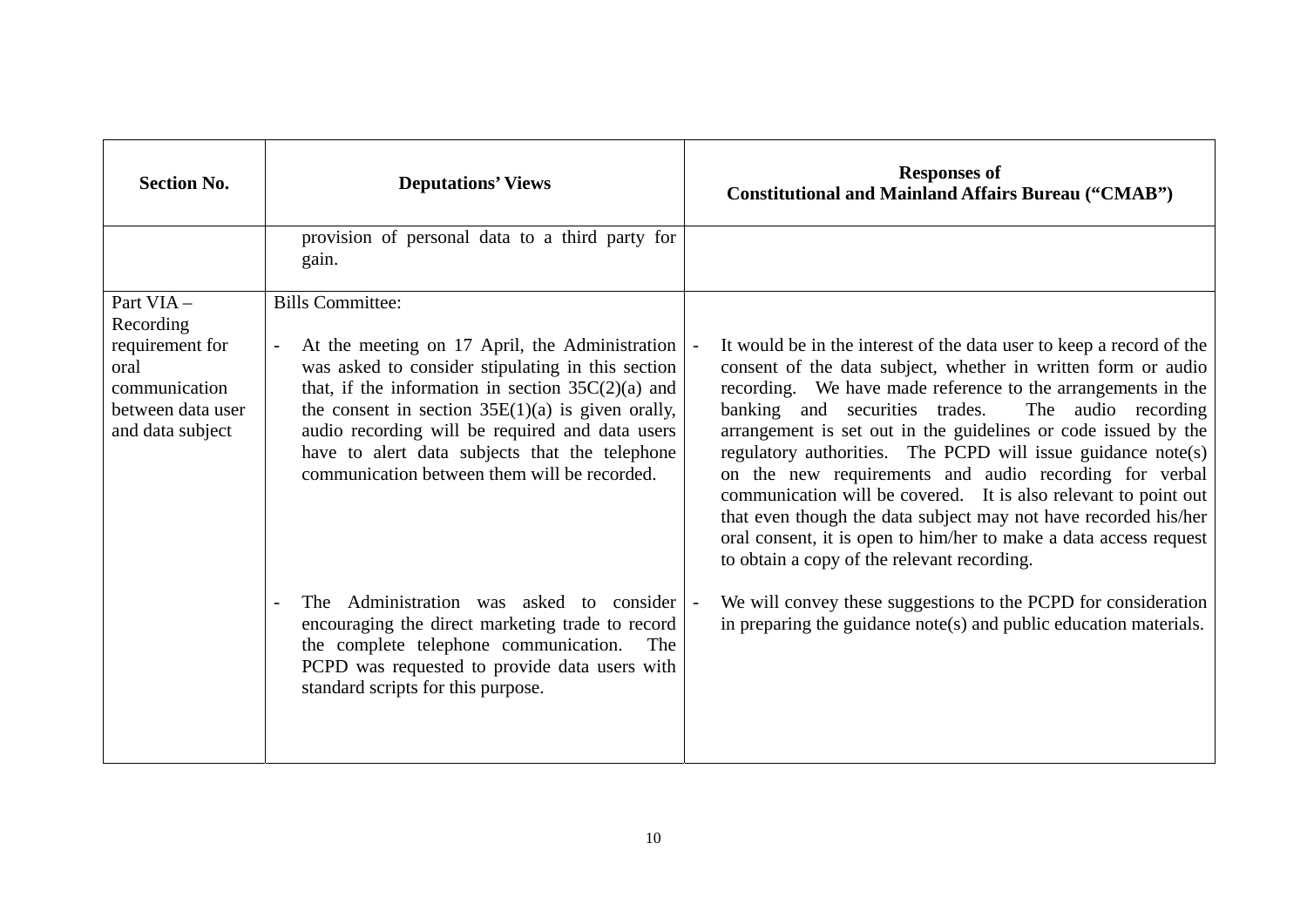| Section No. | Deputations' Views | Responses of Constitutional and Mainland Affairs Bureau ("CMAB") |
|---|---|---|
| | provision of personal data to a third party for gain. | |
| Part VIA – Recording requirement for oral communication between data user and data subject | Bills Committee:<br><br>- At the meeting on 17 April, the Administration was asked to consider stipulating in this section that, if the information in section 35C(2)(a) and the consent in section 35E(1)(a) is given orally, audio recording will be required and data users have to alert data subjects that the telephone communication between them will be recorded. | - It would be in the interest of the data user to keep a record of the consent of the data subject, whether in written form or audio recording. We have made reference to the arrangements in the banking and securities trades. The audio recording arrangement is set out in the guidelines or code issued by the regulatory authorities. The PCPD will issue guidance note(s) on the new requirements and audio recording for verbal communication will be covered. It is also relevant to point out that even though the data subject may not have recorded his/her oral consent, it is open to him/her to make a data access request to obtain a copy of the relevant recording. |
| | - The Administration was asked to consider encouraging the direct marketing trade to record the complete telephone communication. The PCPD was requested to provide data users with standard scripts for this purpose. | - We will convey these suggestions to the PCPD for consideration in preparing the guidance note(s) and public education materials. |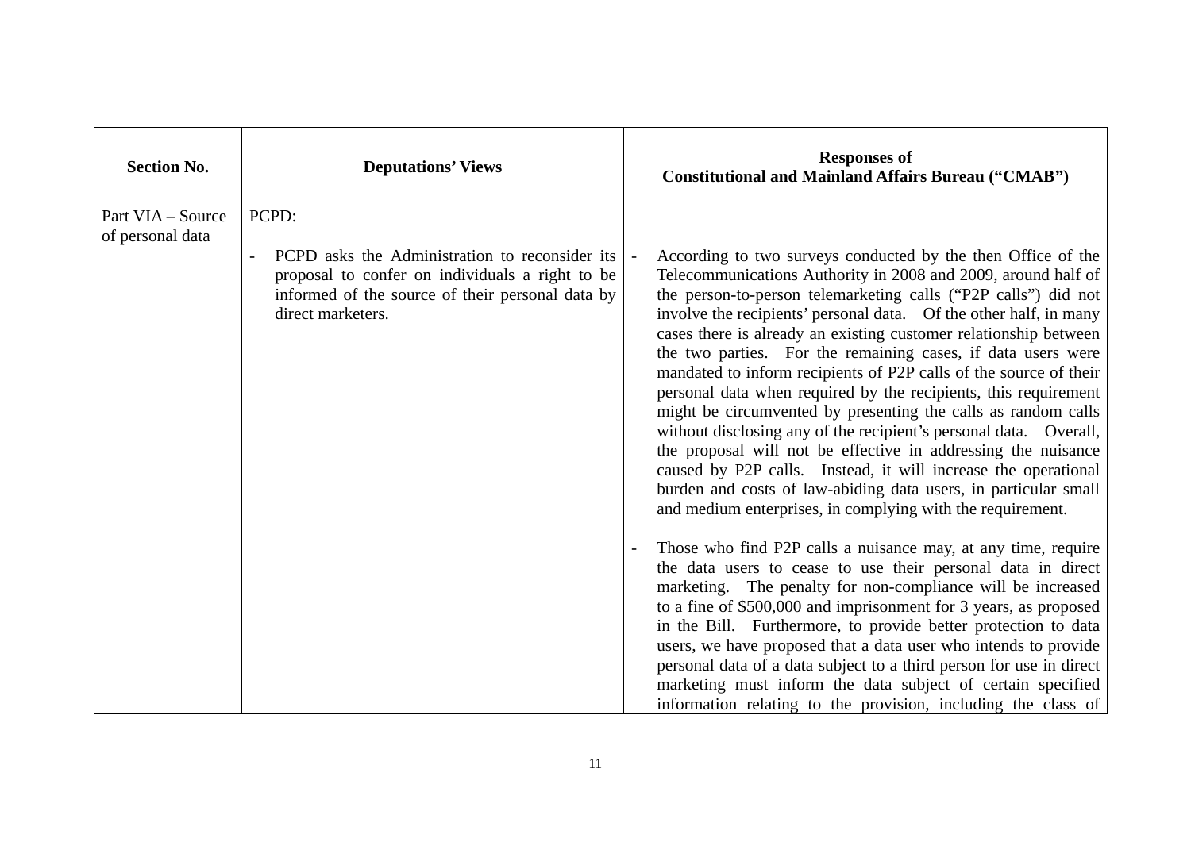| Section No. | Deputations' Views | Responses of Constitutional and Mainland Affairs Bureau ("CMAB") |
|---|---|---|
| Part VIA – Source of personal data | PCPD:<br><br>- PCPD asks the Administration to reconsider its proposal to confer on individuals a right to be informed of the source of their personal data by direct marketers. | - According to two surveys conducted by the then Office of the Telecommunications Authority in 2008 and 2009, around half of the person-to-person telemarketing calls ("P2P calls") did not involve the recipients' personal data. Of the other half, in many cases there is already an existing customer relationship between the two parties. For the remaining cases, if data users were mandated to inform recipients of P2P calls of the source of their personal data when required by the recipients, this requirement might be circumvented by presenting the calls as random calls without disclosing any of the recipient's personal data. Overall, the proposal will not be effective in addressing the nuisance caused by P2P calls. Instead, it will increase the operational burden and costs of law-abiding data users, in particular small and medium enterprises, in complying with the requirement.<br><br>- Those who find P2P calls a nuisance may, at any time, require the data users to cease to use their personal data in direct marketing. The penalty for non-compliance will be increased to a fine of $500,000 and imprisonment for 3 years, as proposed in the Bill. Furthermore, to provide better protection to data users, we have proposed that a data user who intends to provide personal data of a data subject to a third person for use in direct marketing must inform the data subject of certain specified information relating to the provision, including the class of |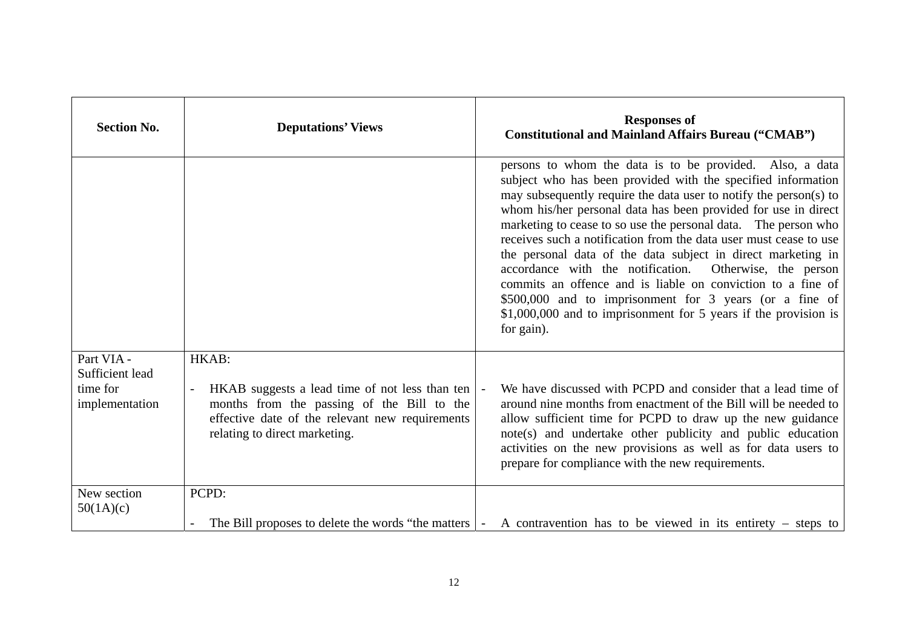| Section No. | Deputations' Views | Responses of Constitutional and Mainland Affairs Bureau ("CMAB") |
|---|---|---|
| | | persons to whom the data is to be provided. Also, a data subject who has been provided with the specified information may subsequently require the data user to notify the person(s) to whom his/her personal data has been provided for use in direct marketing to cease to so use the personal data. The person who receives such a notification from the data user must cease to use the personal data of the data subject in direct marketing in accordance with the notification. Otherwise, the person commits an offence and is liable on conviction to a fine of $500,000 and to imprisonment for 3 years (or a fine of $1,000,000 and to imprisonment for 5 years if the provision is for gain). |
| Part VIA - Sufficient lead time for implementation | HKAB:<br><br>- HKAB suggests a lead time of not less than ten months from the passing of the Bill to the effective date of the relevant new requirements relating to direct marketing. | - We have discussed with PCPD and consider that a lead time of around nine months from enactment of the Bill will be needed to allow sufficient time for PCPD to draw up the new guidance note(s) and undertake other publicity and public education activities on the new provisions as well as for data users to prepare for compliance with the new requirements. |
| New section 50(1A)(c) | PCPD:<br><br>- The Bill proposes to delete the words "the matters | - A contravention has to be viewed in its entirety – steps to |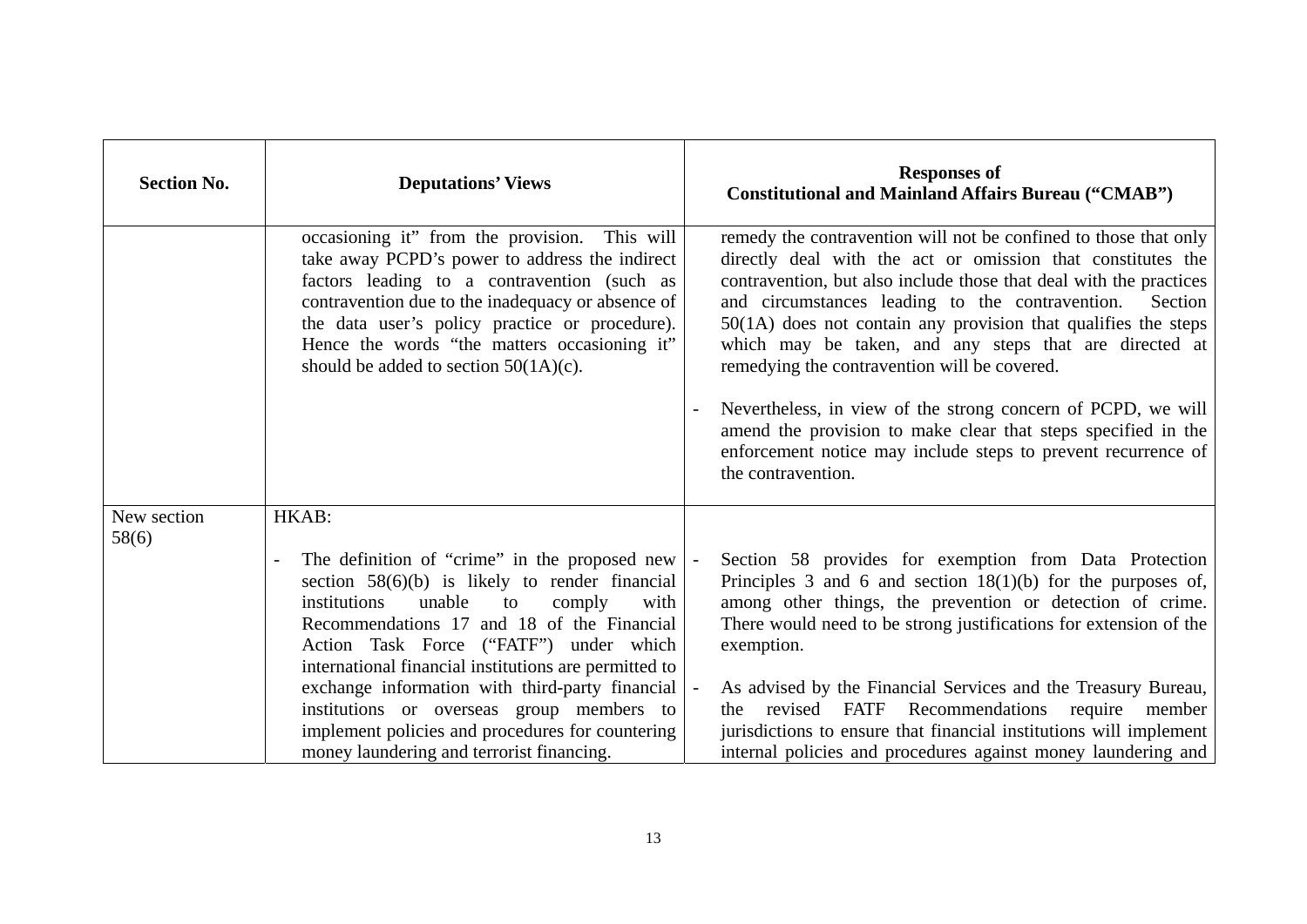| Section No. | Deputations' Views | Responses of Constitutional and Mainland Affairs Bureau ("CMAB") |
|---|---|---|
| | occasioning it" from the provision. This will take away PCPD's power to address the indirect factors leading to a contravention (such as contravention due to the inadequacy or absence of the data user's policy practice or procedure). Hence the words "the matters occasioning it" should be added to section 50(1A)(c). | remedy the contravention will not be confined to those that only directly deal with the act or omission that constitutes the contravention, but also include those that deal with the practices and circumstances leading to the contravention. Section 50(1A) does not contain any provision that qualifies the steps which may be taken, and any steps that are directed at remedying the contravention will be covered.<br><br>- Nevertheless, in view of the strong concern of PCPD, we will amend the provision to make clear that steps specified in the enforcement notice may include steps to prevent recurrence of the contravention. |
| New section 58(6) | HKAB:<br><br>- The definition of "crime" in the proposed new section 58(6)(b) is likely to render financial institutions unable to comply with Recommendations 17 and 18 of the Financial Action Task Force ("FATF") under which international financial institutions are permitted to exchange information with third-party financial institutions or overseas group members to implement policies and procedures for countering money laundering and terrorist financing. | - Section 58 provides for exemption from Data Protection Principles 3 and 6 and section 18(1)(b) for the purposes of, among other things, the prevention or detection of crime. There would need to be strong justifications for extension of the exemption.<br><br>- As advised by the Financial Services and the Treasury Bureau, the revised FATF Recommendations require member jurisdictions to ensure that financial institutions will implement internal policies and procedures against money laundering and |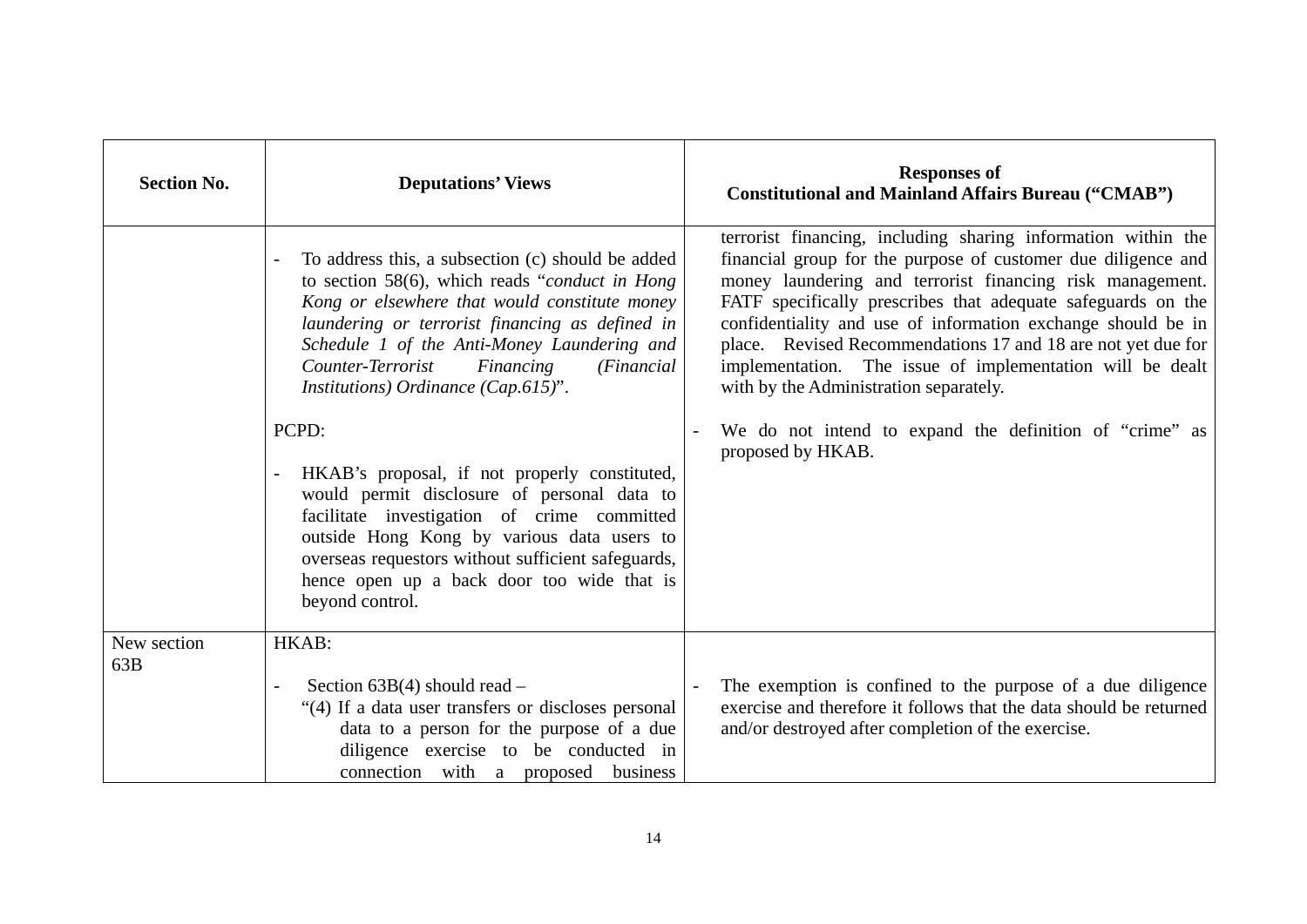| Section No. | Deputations' Views | Responses of Constitutional and Mainland Affairs Bureau ("CMAB") |
|---|---|---|
| | - To address this, a subsection (c) should be added to section 58(6), which reads "*conduct in Hong Kong or elsewhere that would constitute money laundering or terrorist financing as defined in Schedule 1 of the Anti-Money Laundering and Counter-Terrorist Financing (Financial Institutions) Ordinance (Cap.615)*".<br><br>PCPD:<br><br>- HKAB's proposal, if not properly constituted, would permit disclosure of personal data to facilitate investigation of crime committed outside Hong Kong by various data users to overseas requestors without sufficient safeguards, hence open up a back door too wide that is beyond control. | terrorist financing, including sharing information within the financial group for the purpose of customer due diligence and money laundering and terrorist financing risk management. FATF specifically prescribes that adequate safeguards on the confidentiality and use of information exchange should be in place. Revised Recommendations 17 and 18 are not yet due for implementation. The issue of implementation will be dealt with by the Administration separately.<br><br>- We do not intend to expand the definition of "crime" as proposed by HKAB. |
| New section 63B | HKAB:<br><br>- Section 63B(4) should read –<br>"(4) If a data user transfers or discloses personal data to a person for the purpose of a due diligence exercise to be conducted in connection with a proposed business | - The exemption is confined to the purpose of a due diligence exercise and therefore it follows that the data should be returned and/or destroyed after completion of the exercise. |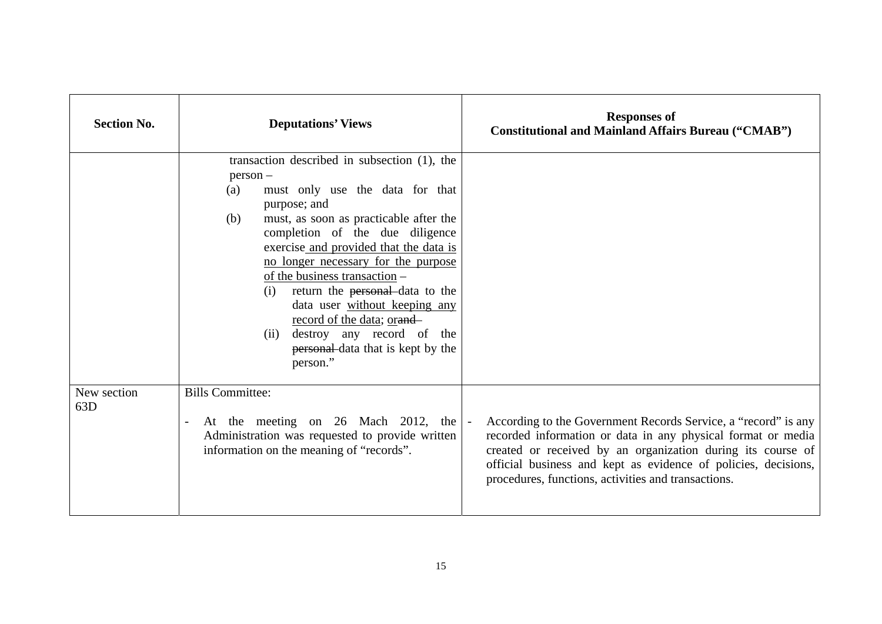| Section No. | Deputations' Views | Responses of Constitutional and Mainland Affairs Bureau ("CMAB") |
|---|---|---|
| | transaction described in subsection (1), the person –<br>(a) must only use the data for that purpose; and<br>(b) must, as soon as practicable after the completion of the due diligence exercise and provided that the data is no longer necessary for the purpose of the business transaction –<br>(i) return the ~~personal~~ data to the data user without keeping any record of the data; or~~and~~<br>(ii) destroy any record of the ~~personal~~ data that is kept by the person." | |
| New section 63D | Bills Committee:<br><br>- At the meeting on 26 Mach 2012, the Administration was requested to provide written information on the meaning of "records". | <br><br>- According to the Government Records Service, a "record" is any recorded information or data in any physical format or media created or received by an organization during its course of official business and kept as evidence of policies, decisions, procedures, functions, activities and transactions. |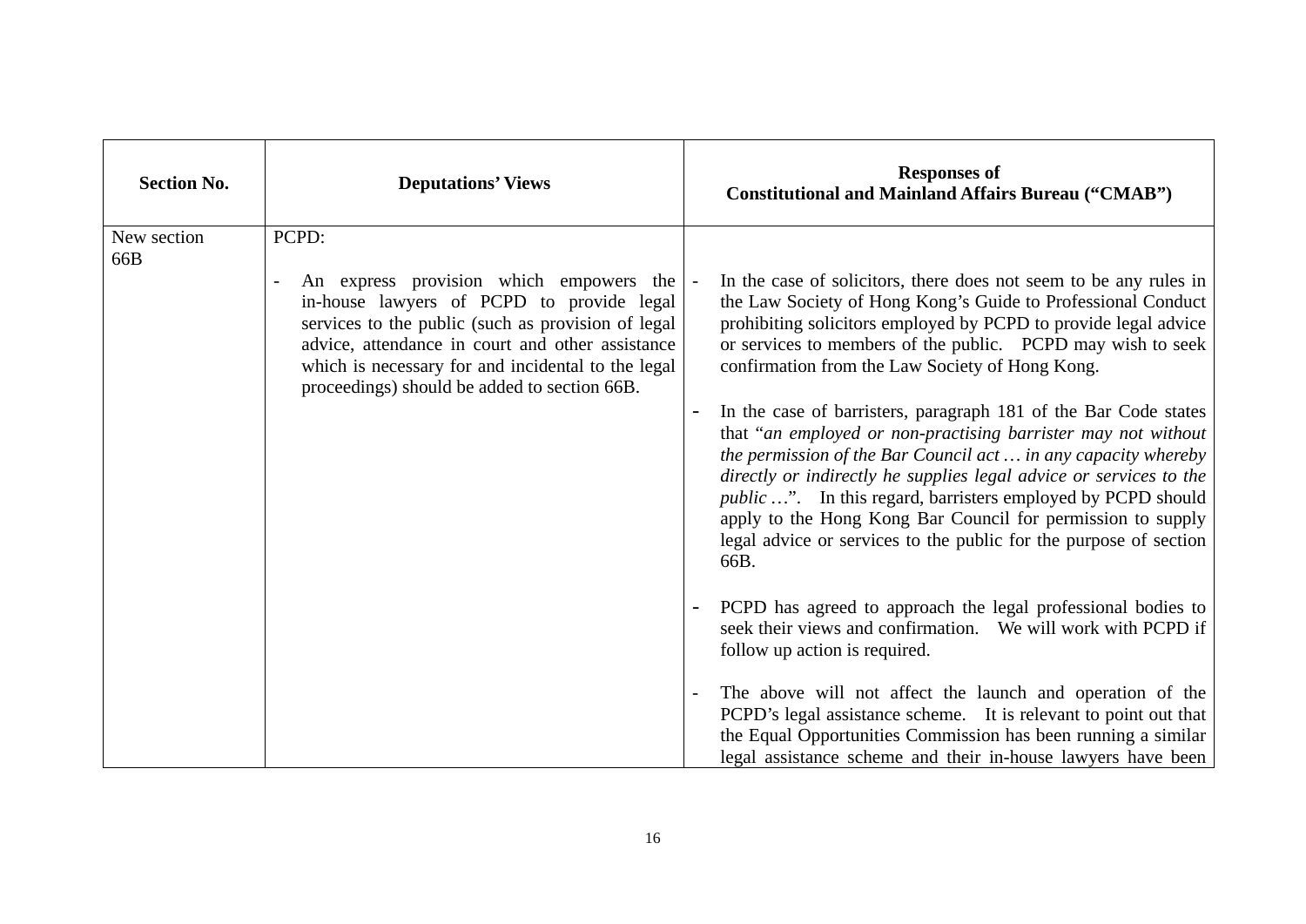| Section No. | Deputations' Views | Responses of Constitutional and Mainland Affairs Bureau ("CMAB") |
|---|---|---|
| New section 66B | PCPD:<br><br>- An express provision which empowers the in-house lawyers of PCPD to provide legal services to the public (such as provision of legal advice, attendance in court and other assistance which is necessary for and incidental to the legal proceedings) should be added to section 66B. | - In the case of solicitors, there does not seem to be any rules in the Law Society of Hong Kong's Guide to Professional Conduct prohibiting solicitors employed by PCPD to provide legal advice or services to members of the public. PCPD may wish to seek confirmation from the Law Society of Hong Kong.<br><br>- In the case of barristers, paragraph 181 of the Bar Code states that "*an employed or non-practising barrister may not without the permission of the Bar Council act … in any capacity whereby directly or indirectly he supplies legal advice or services to the public …*". In this regard, barristers employed by PCPD should apply to the Hong Kong Bar Council for permission to supply legal advice or services to the public for the purpose of section 66B.<br><br>- PCPD has agreed to approach the legal professional bodies to seek their views and confirmation. We will work with PCPD if follow up action is required.<br><br>- The above will not affect the launch and operation of the PCPD's legal assistance scheme. It is relevant to point out that the Equal Opportunities Commission has been running a similar legal assistance scheme and their in-house lawyers have been |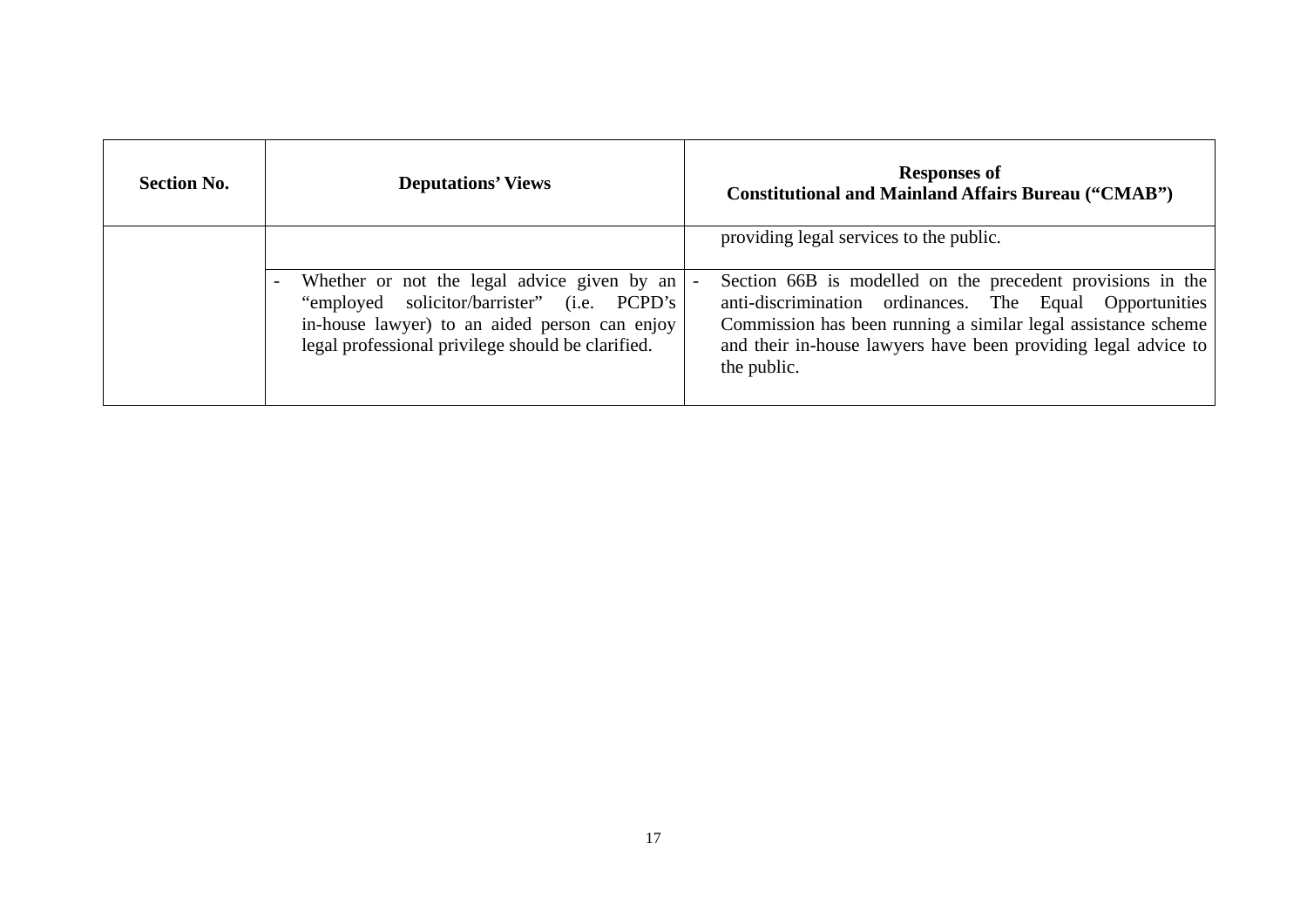| Section No. | Deputations' Views | Responses of Constitutional and Mainland Affairs Bureau ("CMAB") |
| --- | --- | --- |
| | | providing legal services to the public. |
| | - Whether or not the legal advice given by an "employed solicitor/barrister" (i.e. PCPD's in-house lawyer) to an aided person can enjoy legal professional privilege should be clarified. | - Section 66B is modelled on the precedent provisions in the anti-discrimination ordinances. The Equal Opportunities Commission has been running a similar legal assistance scheme and their in-house lawyers have been providing legal advice to the public. |